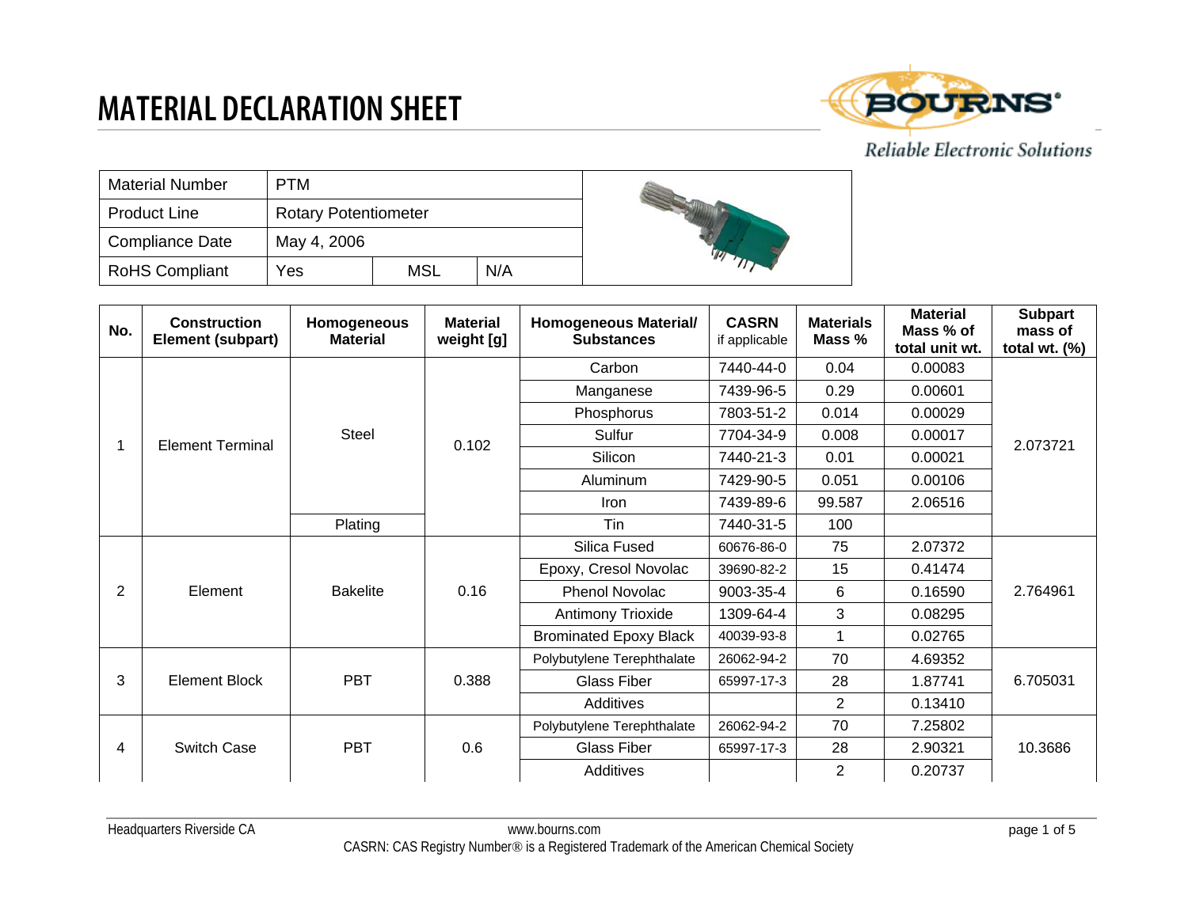# MATERIAL DECLARATION SHEET

| Material Number | PTM | | |
|---|---|---|---|
| Product Line | Rotary Potentiometer | | |
| Compliance Date | May 4, 2006 | | |
| RoHS Compliant | Yes | MSL | N/A |

| No. | Construction Element (subpart) | Homogeneous Material | Material weight [g] | Homogeneous Material/ Substances | CASRN if applicable | Materials Mass % | Material Mass % of total unit wt. | Subpart mass of total wt. (%) |
|---|---|---|---|---|---|---|---|---|
| 1 | Element Terminal | Steel | 0.102 | Carbon | 7440-44-0 | 0.04 | 0.00083 | 2.073721 |
| | | | | Manganese | 7439-96-5 | 0.29 | 0.00601 | |
| | | | | Phosphorus | 7803-51-2 | 0.014 | 0.00029 | |
| | | | | Sulfur | 7704-34-9 | 0.008 | 0.00017 | |
| | | | | Silicon | 7440-21-3 | 0.01 | 0.00021 | |
| | | | | Aluminum | 7429-90-5 | 0.051 | 0.00106 | |
| | | | | Iron | 7439-89-6 | 99.587 | 2.06516 | |
| | | Plating | | Tin | 7440-31-5 | 100 | | |
| 2 | Element | Bakelite | 0.16 | Silica Fused | 60676-86-0 | 75 | 2.07372 | 2.764961 |
| | | | | Epoxy, Cresol Novolac | 39690-82-2 | 15 | 0.41474 | |
| | | | | Phenol Novolac | 9003-35-4 | 6 | 0.16590 | |
| | | | | Antimony Trioxide | 1309-64-4 | 3 | 0.08295 | |
| | | | | Brominated Epoxy Black | 40039-93-8 | 1 | 0.02765 | |
| 3 | Element Block | PBT | 0.388 | Polybutylene Terephthalate | 26062-94-2 | 70 | 4.69352 | 6.705031 |
| | | | | Glass Fiber | 65997-17-3 | 28 | 1.87741 | |
| | | | | Additives | | 2 | 0.13410 | |
| 4 | Switch Case | PBT | 0.6 | Polybutylene Terephthalate | 26062-94-2 | 70 | 7.25802 | 10.3686 |
| | | | | Glass Fiber | 65997-17-3 | 28 | 2.90321 | |
| | | | | Additives | | 2 | 0.20737 | |

Headquarters Riverside CA www.bourns.com

CASRN: CAS Registry Number® is a Registered Trademark of the American Chemical Society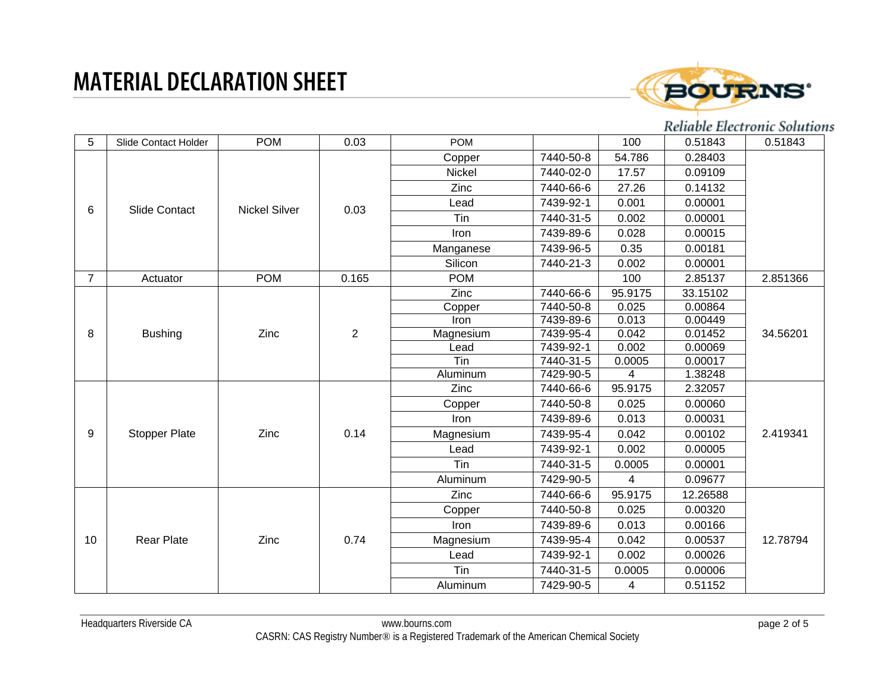# MATERIAL DECLARATION SHEET

| 5 | Slide Contact Holder | POM | 0.03 | POM | | 100 | 0.51843 | 0.51843 |
|---|---|---|---|---|---|---|---|---|
| 6 | Slide Contact | Nickel Silver | 0.03 | Copper | 7440-50-8 | 54.786 | 0.28403 | |
| | | | | Nickel | 7440-02-0 | 17.57 | 0.09109 | |
| | | | | Zinc | 7440-66-6 | 27.26 | 0.14132 | |
| | | | | Lead | 7439-92-1 | 0.001 | 0.00001 | |
| | | | | Tin | 7440-31-5 | 0.002 | 0.00001 | |
| | | | | Iron | 7439-89-6 | 0.028 | 0.00015 | |
| | | | | Manganese | 7439-96-5 | 0.35 | 0.00181 | |
| | | | | Silicon | 7440-21-3 | 0.002 | 0.00001 | |
| 7 | Actuator | POM | 0.165 | POM | | 100 | 2.85137 | 2.851366 |
| 8 | Bushing | Zinc | 2 | Zinc | 7440-66-6 | 95.9175 | 33.15102 | 34.56201 |
| | | | | Copper | 7440-50-8 | 0.025 | 0.00864 | |
| | | | | Iron | 7439-89-6 | 0.013 | 0.00449 | |
| | | | | Magnesium | 7439-95-4 | 0.042 | 0.01452 | |
| | | | | Lead | 7439-92-1 | 0.002 | 0.00069 | |
| | | | | Tin | 7440-31-5 | 0.0005 | 0.00017 | |
| | | | | Aluminum | 7429-90-5 | 4 | 1.38248 | |
| 9 | Stopper Plate | Zinc | 0.14 | Zinc | 7440-66-6 | 95.9175 | 2.32057 | 2.419341 |
| | | | | Copper | 7440-50-8 | 0.025 | 0.00060 | |
| | | | | Iron | 7439-89-6 | 0.013 | 0.00031 | |
| | | | | Magnesium | 7439-95-4 | 0.042 | 0.00102 | |
| | | | | Lead | 7439-92-1 | 0.002 | 0.00005 | |
| | | | | Tin | 7440-31-5 | 0.0005 | 0.00001 | |
| | | | | Aluminum | 7429-90-5 | 4 | 0.09677 | |
| 10 | Rear Plate | Zinc | 0.74 | Zinc | 7440-66-6 | 95.9175 | 12.26588 | 12.78794 |
| | | | | Copper | 7440-50-8 | 0.025 | 0.00320 | |
| | | | | Iron | 7439-89-6 | 0.013 | 0.00166 | |
| | | | | Magnesium | 7439-95-4 | 0.042 | 0.00537 | |
| | | | | Lead | 7439-92-1 | 0.002 | 0.00026 | |
| | | | | Tin | 7440-31-5 | 0.0005 | 0.00006 | |
| | | | | Aluminum | 7429-90-5 | 4 | 0.51152 | |

Headquarters Riverside CA www.bourns.com

CASRN: CAS Registry Number® is a Registered Trademark of the American Chemical Society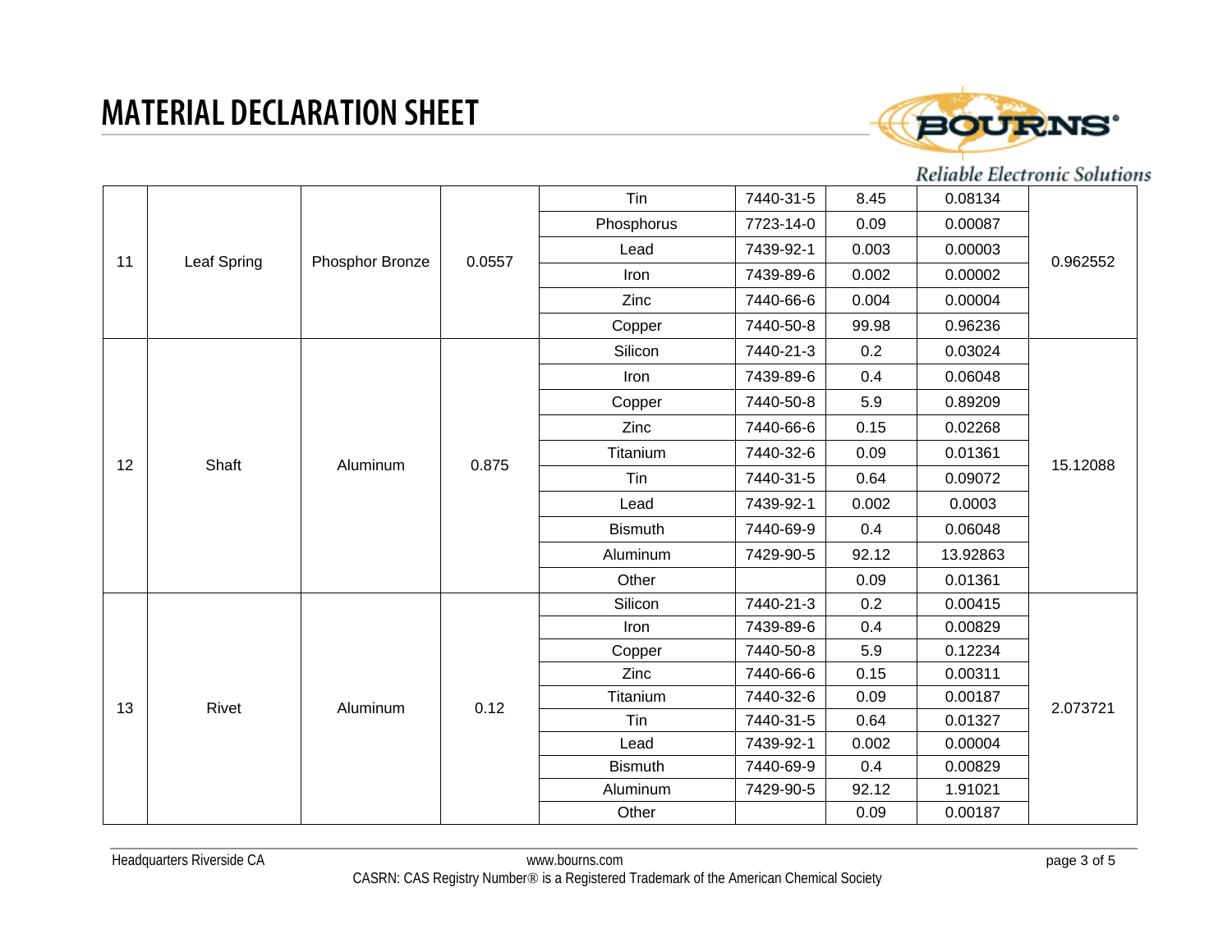# MATERIAL DECLARATION SHEET

| | | | | | | | | |
|---|---|---|---|---|---|---|---|---|
| 11 | Leaf Spring | Phosphor Bronze | 0.0557 | Tin | 7440-31-5 | 8.45 | 0.08134 | 0.962552 |
| | | | | Phosphorus | 7723-14-0 | 0.09 | 0.00087 | |
| | | | | Lead | 7439-92-1 | 0.003 | 0.00003 | |
| | | | | Iron | 7439-89-6 | 0.002 | 0.00002 | |
| | | | | Zinc | 7440-66-6 | 0.004 | 0.00004 | |
| | | | | Copper | 7440-50-8 | 99.98 | 0.96236 | |
| 12 | Shaft | Aluminum | 0.875 | Silicon | 7440-21-3 | 0.2 | 0.03024 | 15.12088 |
| | | | | Iron | 7439-89-6 | 0.4 | 0.06048 | |
| | | | | Copper | 7440-50-8 | 5.9 | 0.89209 | |
| | | | | Zinc | 7440-66-6 | 0.15 | 0.02268 | |
| | | | | Titanium | 7440-32-6 | 0.09 | 0.01361 | |
| | | | | Tin | 7440-31-5 | 0.64 | 0.09072 | |
| | | | | Lead | 7439-92-1 | 0.002 | 0.0003 | |
| | | | | Bismuth | 7440-69-9 | 0.4 | 0.06048 | |
| | | | | Aluminum | 7429-90-5 | 92.12 | 13.92863 | |
| | | | | Other | | 0.09 | 0.01361 | |
| 13 | Rivet | Aluminum | 0.12 | Silicon | 7440-21-3 | 0.2 | 0.00415 | 2.073721 |
| | | | | Iron | 7439-89-6 | 0.4 | 0.00829 | |
| | | | | Copper | 7440-50-8 | 5.9 | 0.12234 | |
| | | | | Zinc | 7440-66-6 | 0.15 | 0.00311 | |
| | | | | Titanium | 7440-32-6 | 0.09 | 0.00187 | |
| | | | | Tin | 7440-31-5 | 0.64 | 0.01327 | |
| | | | | Lead | 7439-92-1 | 0.002 | 0.00004 | |
| | | | | Bismuth | 7440-69-9 | 0.4 | 0.00829 | |
| | | | | Aluminum | 7429-90-5 | 92.12 | 1.91021 | |
| | | | | Other | | 0.09 | 0.00187 | |

CASRN: CAS Registry Number® is a Registered Trademark of the American Chemical Society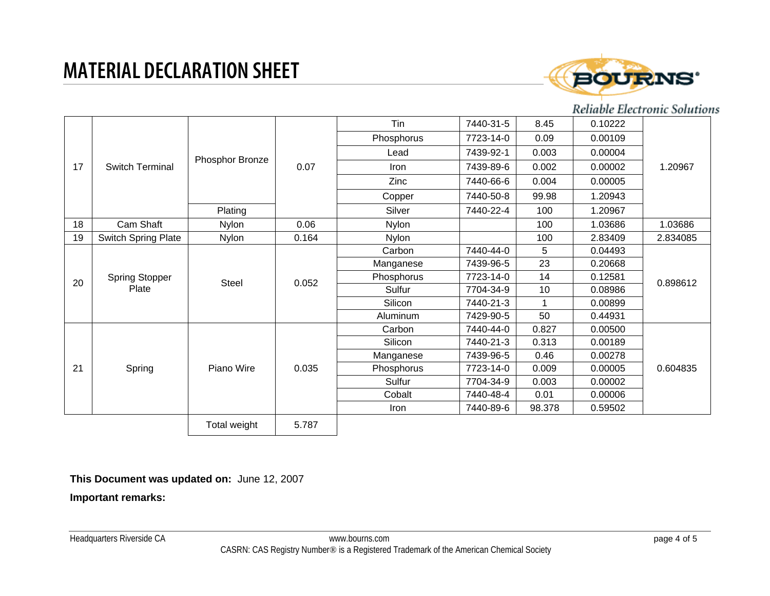# MATERIAL DECLARATION SHEET

| | | | | | | | | |
|---|---|---|---|---|---|---|---|---|
| 17 | Switch Terminal | Phosphor Bronze | 0.07 | Tin | 7440-31-5 | 8.45 | 0.10222 | 1.20967 |
| | | | | Phosphorus | 7723-14-0 | 0.09 | 0.00109 | |
| | | | | Lead | 7439-92-1 | 0.003 | 0.00004 | |
| | | | | Iron | 7439-89-6 | 0.002 | 0.00002 | |
| | | | | Zinc | 7440-66-6 | 0.004 | 0.00005 | |
| | | | | Copper | 7440-50-8 | 99.98 | 1.20943 | |
| | | Plating | | Silver | 7440-22-4 | 100 | 1.20967 | |
| 18 | Cam Shaft | Nylon | 0.06 | Nylon | | 100 | 1.03686 | 1.03686 |
| 19 | Switch Spring Plate | Nylon | 0.164 | Nylon | | 100 | 2.83409 | 2.834085 |
| 20 | Spring Stopper Plate | Steel | 0.052 | Carbon | 7440-44-0 | 5 | 0.04493 | 0.898612 |
| | | | | Manganese | 7439-96-5 | 23 | 0.20668 | |
| | | | | Phosphorus | 7723-14-0 | 14 | 0.12581 | |
| | | | | Sulfur | 7704-34-9 | 10 | 0.08986 | |
| | | | | Silicon | 7440-21-3 | 1 | 0.00899 | |
| | | | | Aluminum | 7429-90-5 | 50 | 0.44931 | |
| 21 | Spring | Piano Wire | 0.035 | Carbon | 7440-44-0 | 0.827 | 0.00500 | 0.604835 |
| | | | | Silicon | 7440-21-3 | 0.313 | 0.00189 | |
| | | | | Manganese | 7439-96-5 | 0.46 | 0.00278 | |
| | | | | Phosphorus | 7723-14-0 | 0.009 | 0.00005 | |
| | | | | Sulfur | 7704-34-9 | 0.003 | 0.00002 | |
| | | | | Cobalt | 7440-48-4 | 0.01 | 0.00006 | |
| | | | | Iron | 7440-89-6 | 98.378 | 0.59502 | |
| | | Total weight | 5.787 | | | | | |

**This Document was updated on:** June 12, 2007

**Important remarks:**

Headquarters Riverside CA www.bourns.com

CASRN: CAS Registry Number® is a Registered Trademark of the American Chemical Society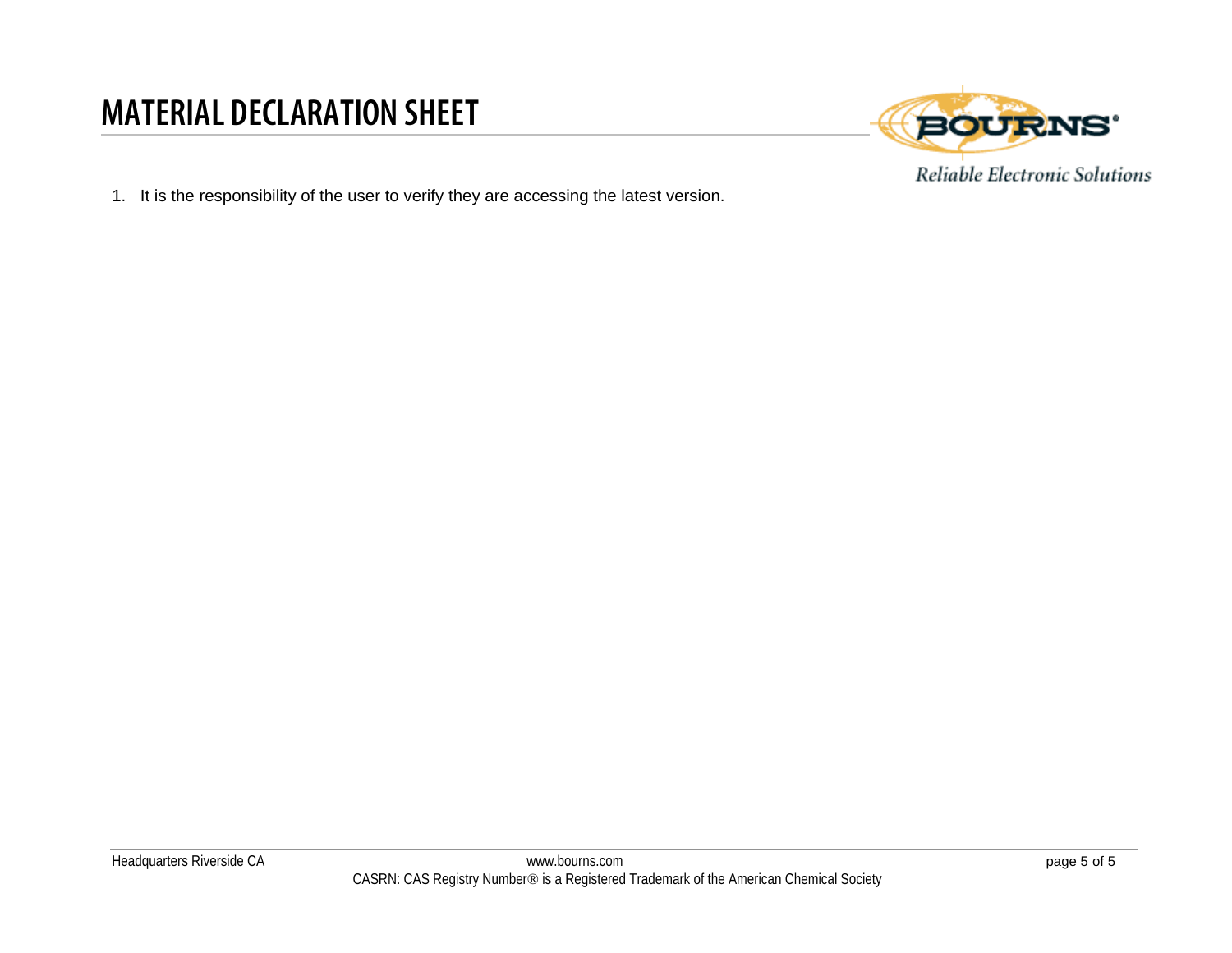1. It is the responsibility of the user to verify they are accessing the latest version.